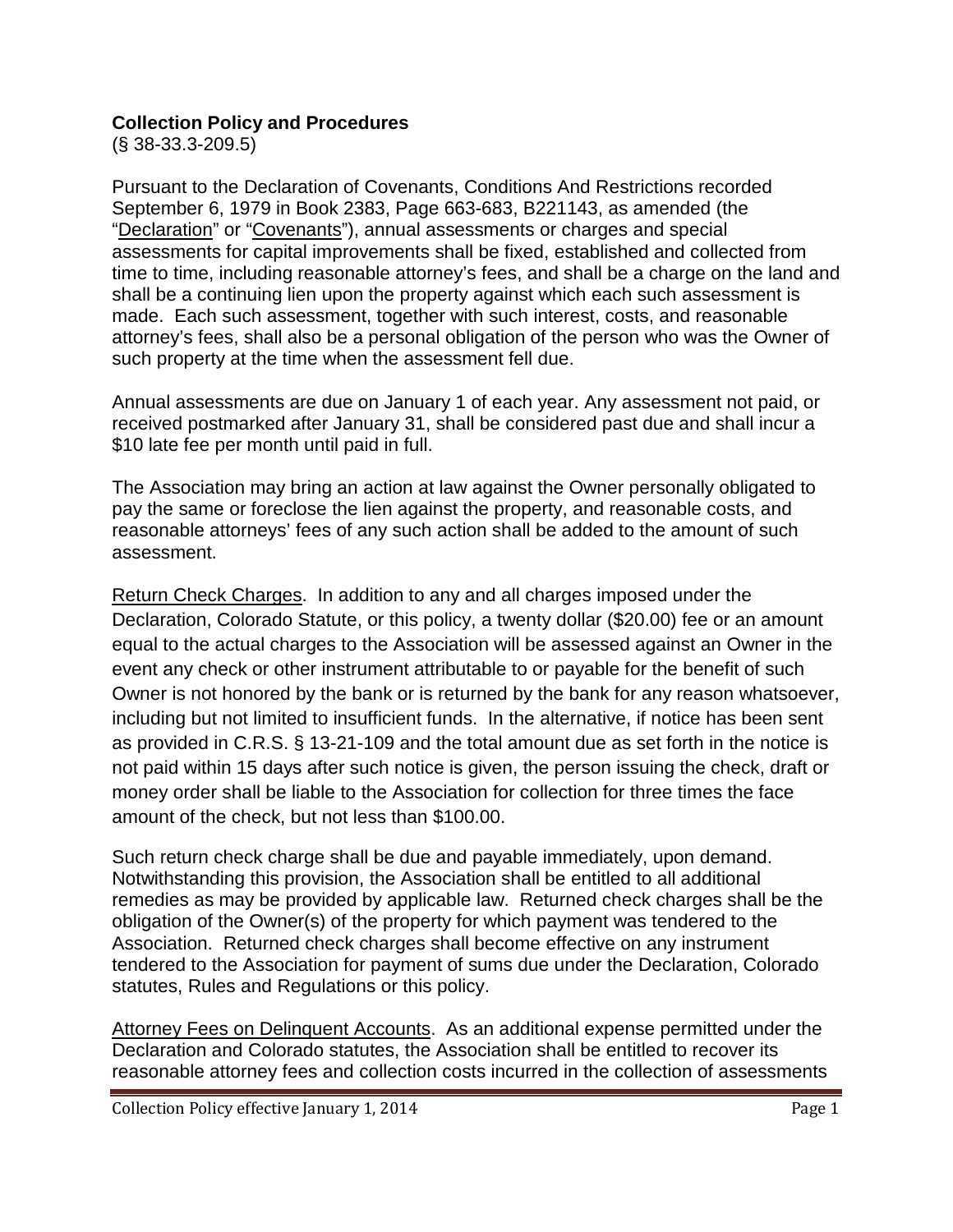**Collection Policy and Procedures**
(§ 38-33.3-209.5)

Pursuant to the Declaration of Covenants, Conditions And Restrictions recorded September 6, 1979 in Book 2383, Page 663-683, B221143, as amended (the "Declaration" or "Covenants"), annual assessments or charges and special assessments for capital improvements shall be fixed, established and collected from time to time, including reasonable attorney's fees, and shall be a charge on the land and shall be a continuing lien upon the property against which each such assessment is made. Each such assessment, together with such interest, costs, and reasonable attorney's fees, shall also be a personal obligation of the person who was the Owner of such property at the time when the assessment fell due.

Annual assessments are due on January 1 of each year. Any assessment not paid, or received postmarked after January 31, shall be considered past due and shall incur a $10 late fee per month until paid in full.

The Association may bring an action at law against the Owner personally obligated to pay the same or foreclose the lien against the property, and reasonable costs, and reasonable attorneys' fees of any such action shall be added to the amount of such assessment.

Return Check Charges. In addition to any and all charges imposed under the Declaration, Colorado Statute, or this policy, a twenty dollar ($20.00) fee or an amount equal to the actual charges to the Association will be assessed against an Owner in the event any check or other instrument attributable to or payable for the benefit of such Owner is not honored by the bank or is returned by the bank for any reason whatsoever, including but not limited to insufficient funds. In the alternative, if notice has been sent as provided in C.R.S. § 13-21-109 and the total amount due as set forth in the notice is not paid within 15 days after such notice is given, the person issuing the check, draft or money order shall be liable to the Association for collection for three times the face amount of the check, but not less than $100.00.

Such return check charge shall be due and payable immediately, upon demand. Notwithstanding this provision, the Association shall be entitled to all additional remedies as may be provided by applicable law. Returned check charges shall be the obligation of the Owner(s) of the property for which payment was tendered to the Association. Returned check charges shall become effective on any instrument tendered to the Association for payment of sums due under the Declaration, Colorado statutes, Rules and Regulations or this policy.

Attorney Fees on Delinquent Accounts. As an additional expense permitted under the Declaration and Colorado statutes, the Association shall be entitled to recover its reasonable attorney fees and collection costs incurred in the collection of assessments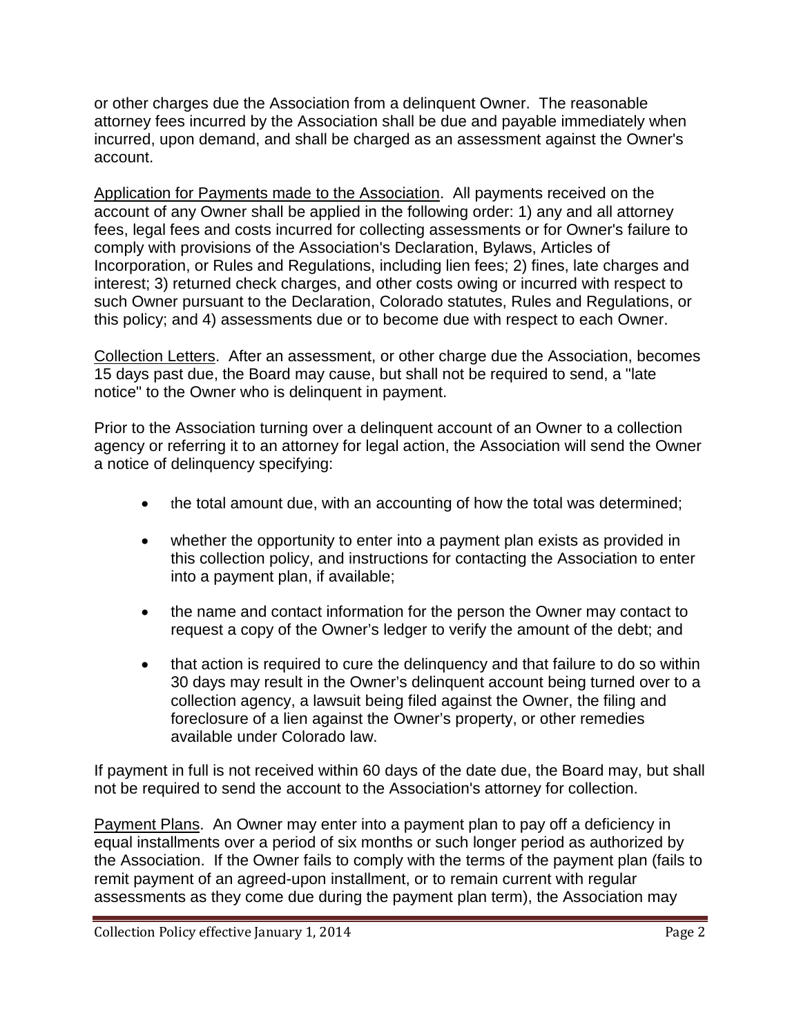or other charges due the Association from a delinquent Owner. The reasonable attorney fees incurred by the Association shall be due and payable immediately when incurred, upon demand, and shall be charged as an assessment against the Owner's account.

<u>Application for Payments made to the Association</u>. All payments received on the account of any Owner shall be applied in the following order: 1) any and all attorney fees, legal fees and costs incurred for collecting assessments or for Owner's failure to comply with provisions of the Association's Declaration, Bylaws, Articles of Incorporation, or Rules and Regulations, including lien fees; 2) fines, late charges and interest; 3) returned check charges, and other costs owing or incurred with respect to such Owner pursuant to the Declaration, Colorado statutes, Rules and Regulations, or this policy; and 4) assessments due or to become due with respect to each Owner.

<u>Collection Letters</u>. After an assessment, or other charge due the Association, becomes 15 days past due, the Board may cause, but shall not be required to send, a "late notice" to the Owner who is delinquent in payment.

Prior to the Association turning over a delinquent account of an Owner to a collection agency or referring it to an attorney for legal action, the Association will send the Owner a notice of delinquency specifying:

- the total amount due, with an accounting of how the total was determined;
- whether the opportunity to enter into a payment plan exists as provided in this collection policy, and instructions for contacting the Association to enter into a payment plan, if available;
- the name and contact information for the person the Owner may contact to request a copy of the Owner's ledger to verify the amount of the debt; and
- that action is required to cure the delinquency and that failure to do so within 30 days may result in the Owner's delinquent account being turned over to a collection agency, a lawsuit being filed against the Owner, the filing and foreclosure of a lien against the Owner's property, or other remedies available under Colorado law.

If payment in full is not received within 60 days of the date due, the Board may, but shall not be required to send the account to the Association's attorney for collection.

<u>Payment Plans</u>. An Owner may enter into a payment plan to pay off a deficiency in equal installments over a period of six months or such longer period as authorized by the Association. If the Owner fails to comply with the terms of the payment plan (fails to remit payment of an agreed-upon installment, or to remain current with regular assessments as they come due during the payment plan term), the Association may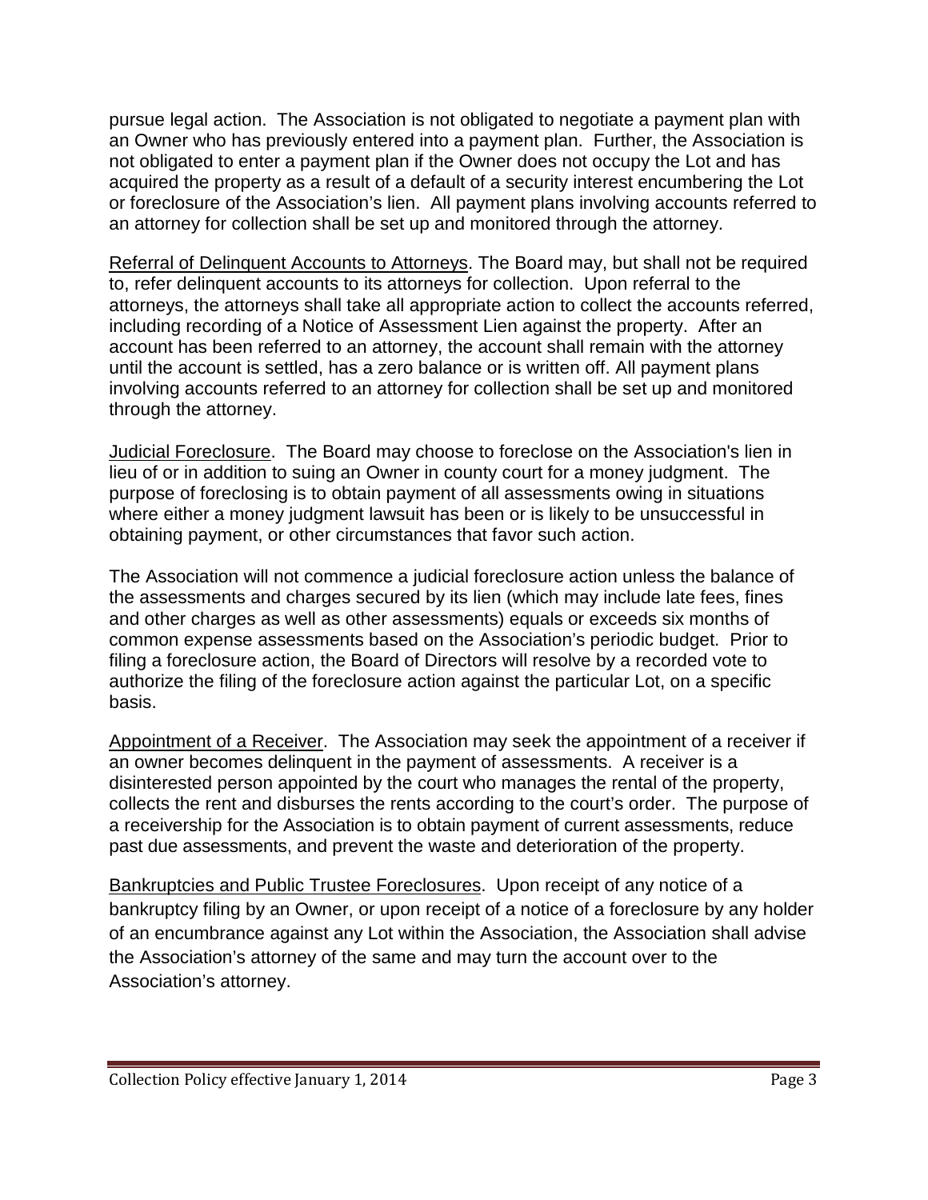pursue legal action. The Association is not obligated to negotiate a payment plan with an Owner who has previously entered into a payment plan. Further, the Association is not obligated to enter a payment plan if the Owner does not occupy the Lot and has acquired the property as a result of a default of a security interest encumbering the Lot or foreclosure of the Association's lien. All payment plans involving accounts referred to an attorney for collection shall be set up and monitored through the attorney.

Referral of Delinquent Accounts to Attorneys. The Board may, but shall not be required to, refer delinquent accounts to its attorneys for collection. Upon referral to the attorneys, the attorneys shall take all appropriate action to collect the accounts referred, including recording of a Notice of Assessment Lien against the property. After an account has been referred to an attorney, the account shall remain with the attorney until the account is settled, has a zero balance or is written off. All payment plans involving accounts referred to an attorney for collection shall be set up and monitored through the attorney.

Judicial Foreclosure. The Board may choose to foreclose on the Association's lien in lieu of or in addition to suing an Owner in county court for a money judgment. The purpose of foreclosing is to obtain payment of all assessments owing in situations where either a money judgment lawsuit has been or is likely to be unsuccessful in obtaining payment, or other circumstances that favor such action.

The Association will not commence a judicial foreclosure action unless the balance of the assessments and charges secured by its lien (which may include late fees, fines and other charges as well as other assessments) equals or exceeds six months of common expense assessments based on the Association's periodic budget. Prior to filing a foreclosure action, the Board of Directors will resolve by a recorded vote to authorize the filing of the foreclosure action against the particular Lot, on a specific basis.

Appointment of a Receiver. The Association may seek the appointment of a receiver if an owner becomes delinquent in the payment of assessments. A receiver is a disinterested person appointed by the court who manages the rental of the property, collects the rent and disburses the rents according to the court's order. The purpose of a receivership for the Association is to obtain payment of current assessments, reduce past due assessments, and prevent the waste and deterioration of the property.

Bankruptcies and Public Trustee Foreclosures. Upon receipt of any notice of a bankruptcy filing by an Owner, or upon receipt of a notice of a foreclosure by any holder of an encumbrance against any Lot within the Association, the Association shall advise the Association's attorney of the same and may turn the account over to the Association's attorney.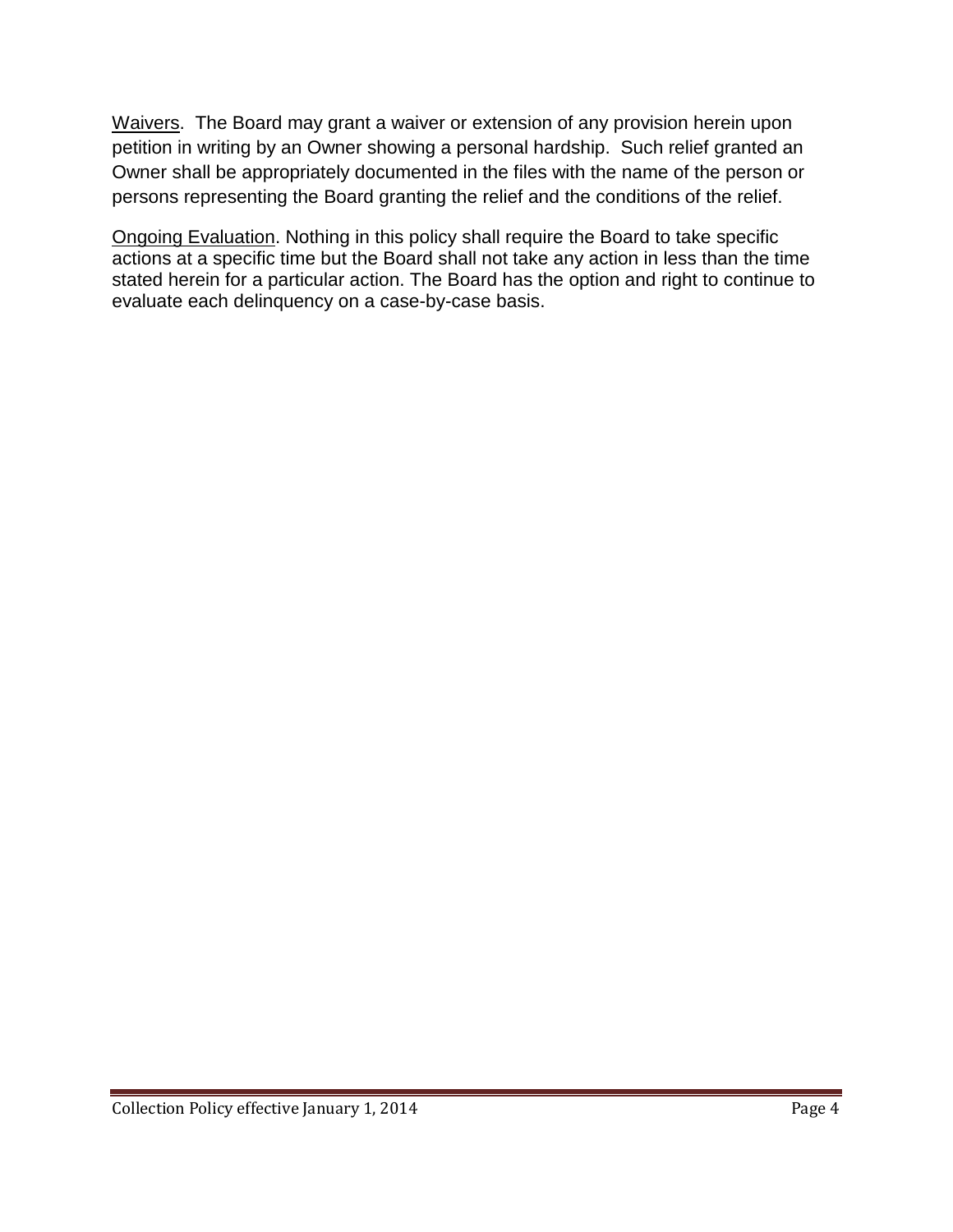<u>Waivers</u>. The Board may grant a waiver or extension of any provision herein upon petition in writing by an Owner showing a personal hardship. Such relief granted an Owner shall be appropriately documented in the files with the name of the person or persons representing the Board granting the relief and the conditions of the relief.

<u>Ongoing Evaluation</u>. Nothing in this policy shall require the Board to take specific actions at a specific time but the Board shall not take any action in less than the time stated herein for a particular action. The Board has the option and right to continue to evaluate each delinquency on a case-by-case basis.